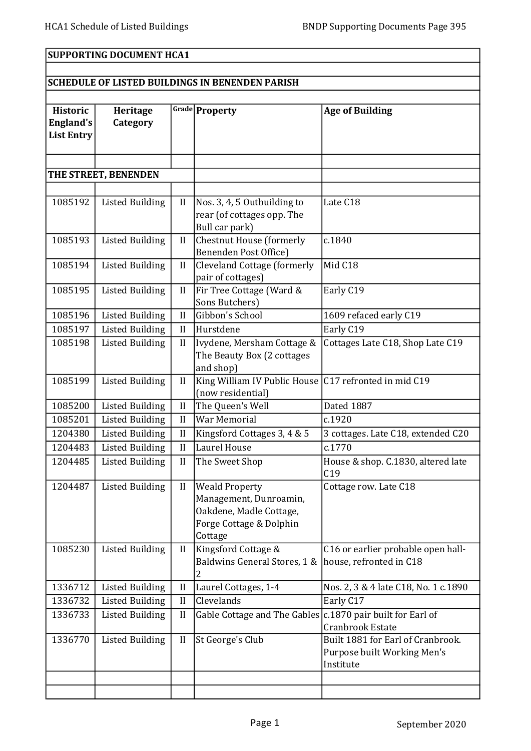**SUPPORTING DOCUMENT HCA1**

**SCHEDULE OF LISTED BUILDINGS IN BENENDEN PARISH**

| Historic England's List Entry | Heritage Category | Grade | Property | Age of Building |
|---|---|---|---|---|
| | | | | |
| **THE STREET, BENENDEN** | | | | |
| | | | | |
| 1085192 | Listed Building | II | Nos. 3, 4, 5 Outbuilding to rear (of cottages opp. The Bull car park) | Late C18 |
| 1085193 | Listed Building | II | Chestnut House (formerly Benenden Post Office) | c.1840 |
| 1085194 | Listed Building | II | Cleveland Cottage (formerly pair of cottages) | Mid C18 |
| 1085195 | Listed Building | II | Fir Tree Cottage (Ward & Sons Butchers) | Early C19 |
| 1085196 | Listed Building | II | Gibbon's School | 1609 refaced early C19 |
| 1085197 | Listed Building | II | Hurstdene | Early C19 |
| 1085198 | Listed Building | II | Ivydene, Mersham Cottage & The Beauty Box (2 cottages and shop) | Cottages Late C18, Shop Late C19 |
| 1085199 | Listed Building | II | King William IV Public House (now residential) | C17 refronted in mid C19 |
| 1085200 | Listed Building | II | The Queen's Well | Dated 1887 |
| 1085201 | Listed Building | II | War Memorial | c.1920 |
| 1204380 | Listed Building | II | Kingsford Cottages 3, 4 & 5 | 3 cottages. Late C18, extended C20 |
| 1204483 | Listed Building | II | Laurel House | c.1770 |
| 1204485 | Listed Building | II | The Sweet Shop | House & shop. C.1830, altered late C19 |
| 1204487 | Listed Building | II | Weald Property Management, Dunroamin, Oakdene, Madle Cottage, Forge Cottage & Dolphin Cottage | Cottage row. Late C18 |
| 1085230 | Listed Building | II | Kingsford Cottage & Baldwins General Stores, 1 & 2 | C16 or earlier probable open hall-house, refronted in C18 |
| 1336712 | Listed Building | II | Laurel Cottages, 1-4 | Nos. 2, 3 & 4 late C18, No. 1 c.1890 |
| 1336732 | Listed Building | II | Clevelands | Early C17 |
| 1336733 | Listed Building | II | Gable Cottage and The Gables | c.1870 pair built for Earl of Cranbrook Estate |
| 1336770 | Listed Building | II | St George's Club | Built 1881 for Earl of Cranbrook. Purpose built Working Men's Institute |
| | | | | |
| | | | | |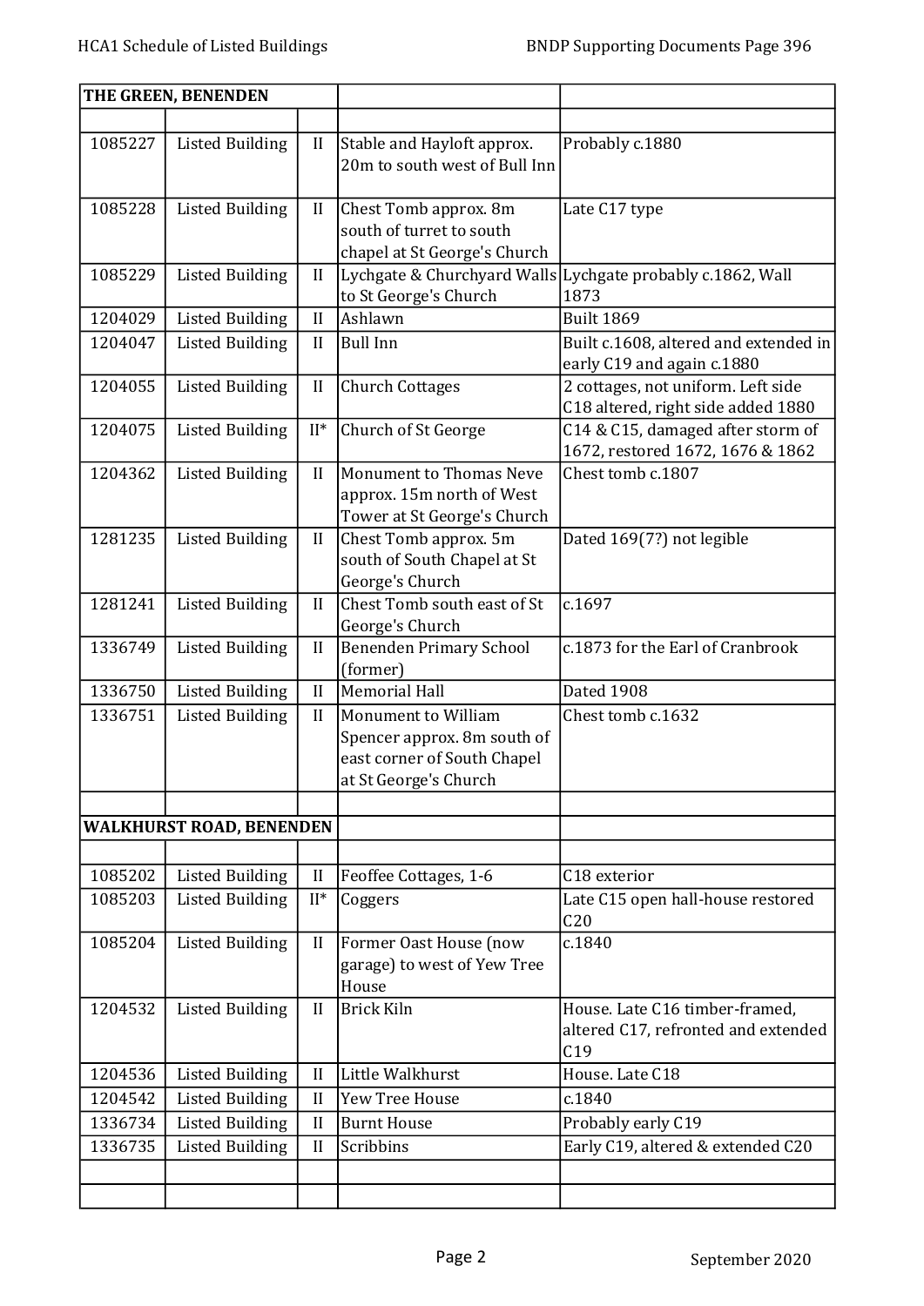| THE GREEN, BENENDEN | | | | |
|---|---|---|---|---|
| | | | | |
| 1085227 | Listed Building | II | Stable and Hayloft approx. 20m to south west of Bull Inn | Probably c.1880 |
| 1085228 | Listed Building | II | Chest Tomb approx. 8m south of turret to south chapel at St George's Church | Late C17 type |
| 1085229 | Listed Building | II | Lychgate & Churchyard Walls to St George's Church | Lychgate probably c.1862, Wall 1873 |
| 1204029 | Listed Building | II | Ashlawn | Built 1869 |
| 1204047 | Listed Building | II | Bull Inn | Built c.1608, altered and extended in early C19 and again c.1880 |
| 1204055 | Listed Building | II | Church Cottages | 2 cottages, not uniform. Left side C18 altered, right side added 1880 |
| 1204075 | Listed Building | II* | Church of St George | C14 & C15, damaged after storm of 1672, restored 1672, 1676 & 1862 |
| 1204362 | Listed Building | II | Monument to Thomas Neve approx. 15m north of West Tower at St George's Church | Chest tomb c.1807 |
| 1281235 | Listed Building | II | Chest Tomb approx. 5m south of South Chapel at St George's Church | Dated 169(7?) not legible |
| 1281241 | Listed Building | II | Chest Tomb south east of St George's Church | c.1697 |
| 1336749 | Listed Building | II | Benenden Primary School (former) | c.1873 for the Earl of Cranbrook |
| 1336750 | Listed Building | II | Memorial Hall | Dated 1908 |
| 1336751 | Listed Building | II | Monument to William Spencer approx. 8m south of east corner of South Chapel at St George's Church | Chest tomb c.1632 |
| | | | | |
| **WALKHURST ROAD, BENENDEN** | | | | |
| | | | | |
| 1085202 | Listed Building | II | Feoffee Cottages, 1-6 | C18 exterior |
| 1085203 | Listed Building | II* | Coggers | Late C15 open hall-house restored C20 |
| 1085204 | Listed Building | II | Former Oast House (now garage) to west of Yew Tree House | c.1840 |
| 1204532 | Listed Building | II | Brick Kiln | House. Late C16 timber-framed, altered C17, refronted and extended C19 |
| 1204536 | Listed Building | II | Little Walkhurst | House. Late C18 |
| 1204542 | Listed Building | II | Yew Tree House | c.1840 |
| 1336734 | Listed Building | II | Burnt House | Probably early C19 |
| 1336735 | Listed Building | II | Scribbins | Early C19, altered & extended C20 |
| | | | | |
| | | | | |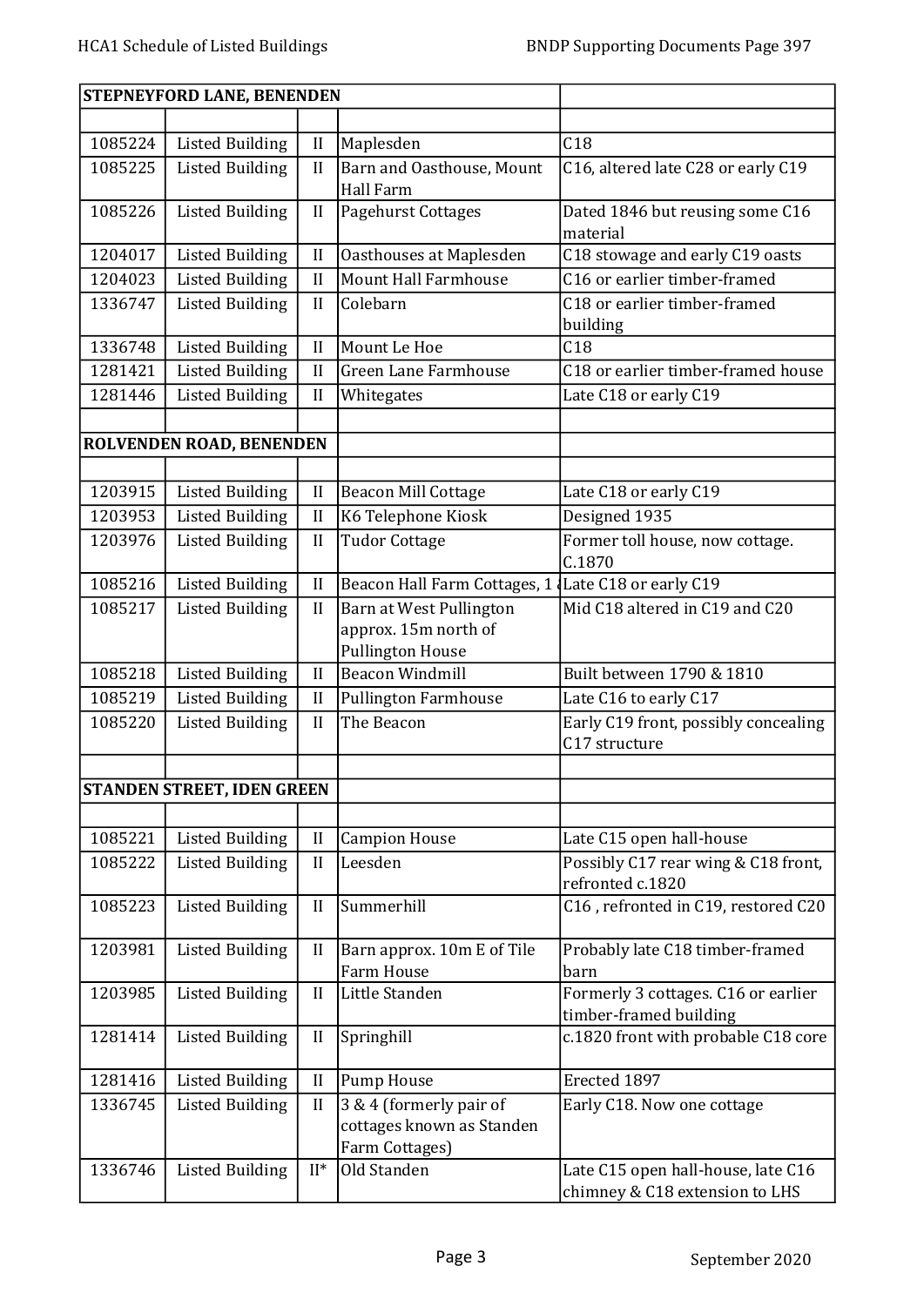| STEPNEYFORD LANE, BENENDEN | | | | |
|---|---|---|---|---|
| | | | | |
| 1085224 | Listed Building | II | Maplesden | C18 |
| 1085225 | Listed Building | II | Barn and Oasthouse, Mount Hall Farm | C16, altered late C28 or early C19 |
| 1085226 | Listed Building | II | Pagehurst Cottages | Dated 1846 but reusing some C16 material |
| 1204017 | Listed Building | II | Oasthouses at Maplesden | C18 stowage and early C19 oasts |
| 1204023 | Listed Building | II | Mount Hall Farmhouse | C16 or earlier timber-framed |
| 1336747 | Listed Building | II | Colebarn | C18 or earlier timber-framed building |
| 1336748 | Listed Building | II | Mount Le Hoe | C18 |
| 1281421 | Listed Building | II | Green Lane Farmhouse | C18 or earlier timber-framed house |
| 1281446 | Listed Building | II | Whitegates | Late C18 or early C19 |
| | | | | |
| **ROLVENDEN ROAD, BENENDEN** | | | | |
| | | | | |
| 1203915 | Listed Building | II | Beacon Mill Cottage | Late C18 or early C19 |
| 1203953 | Listed Building | II | K6 Telephone Kiosk | Designed 1935 |
| 1203976 | Listed Building | II | Tudor Cottage | Former toll house, now cottage. C.1870 |
| 1085216 | Listed Building | II | Beacon Hall Farm Cottages, 1 | Late C18 or early C19 |
| 1085217 | Listed Building | II | Barn at West Pullington approx. 15m north of Pullington House | Mid C18 altered in C19 and C20 |
| 1085218 | Listed Building | II | Beacon Windmill | Built between 1790 & 1810 |
| 1085219 | Listed Building | II | Pullington Farmhouse | Late C16 to early C17 |
| 1085220 | Listed Building | II | The Beacon | Early C19 front, possibly concealing C17 structure |
| | | | | |
| **STANDEN STREET, IDEN GREEN** | | | | |
| | | | | |
| 1085221 | Listed Building | II | Campion House | Late C15 open hall-house |
| 1085222 | Listed Building | II | Leesden | Possibly C17 rear wing & C18 front, refronted c.1820 |
| 1085223 | Listed Building | II | Summerhill | C16 , refronted in C19, restored C20 |
| 1203981 | Listed Building | II | Barn approx. 10m E of Tile Farm House | Probably late C18 timber-framed barn |
| 1203985 | Listed Building | II | Little Standen | Formerly 3 cottages. C16 or earlier timber-framed building |
| 1281414 | Listed Building | II | Springhill | c.1820 front with probable C18 core |
| 1281416 | Listed Building | II | Pump House | Erected 1897 |
| 1336745 | Listed Building | II | 3 & 4 (formerly pair of cottages known as Standen Farm Cottages) | Early C18. Now one cottage |
| 1336746 | Listed Building | II* | Old Standen | Late C15 open hall-house, late C16 chimney & C18 extension to LHS |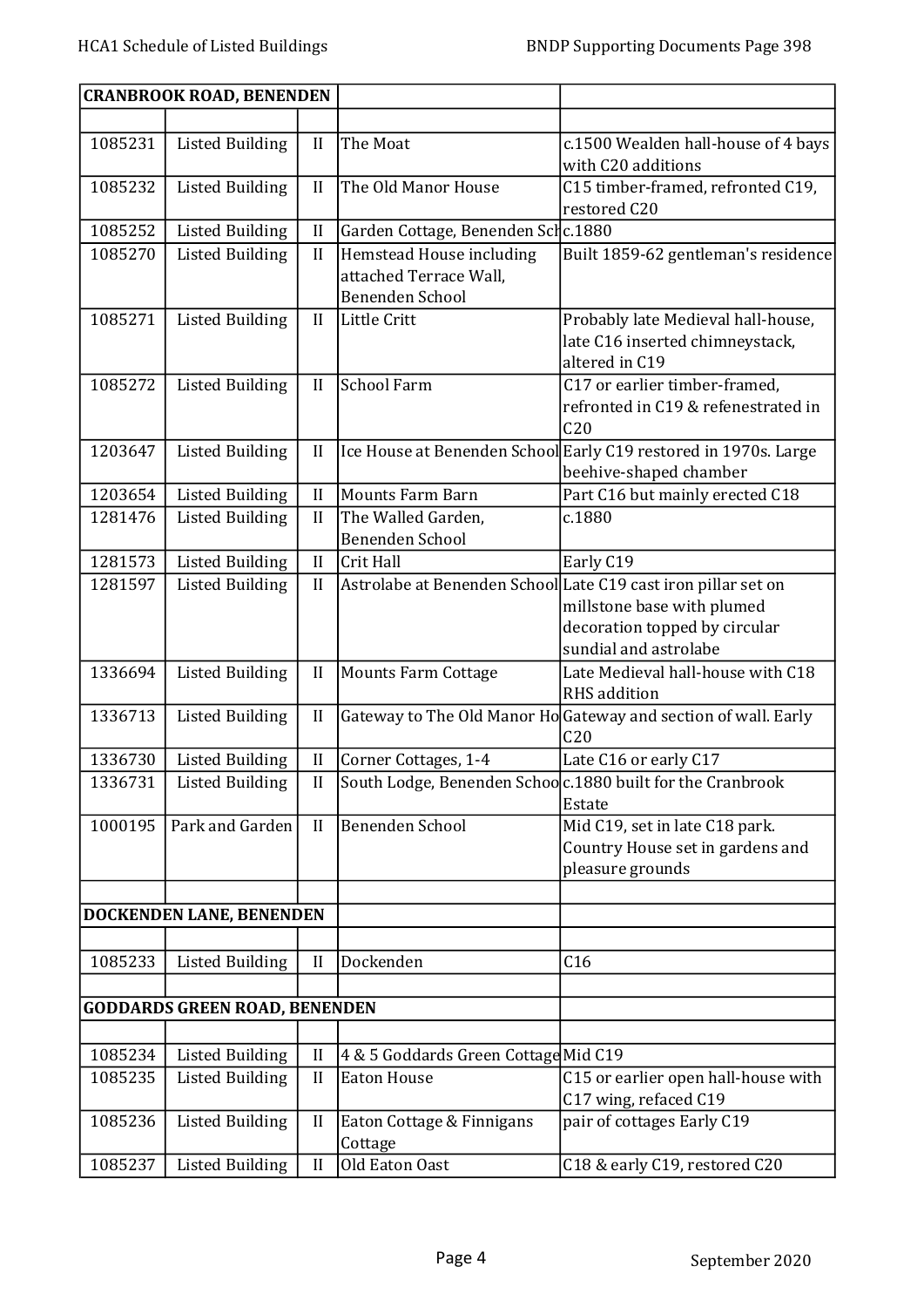| CRANBROOK ROAD, BENENDEN | | | | |
|---|---|---|---|---|
| | | | | |
| 1085231 | Listed Building | II | The Moat | c.1500 Wealden hall-house of 4 bays with C20 additions |
| 1085232 | Listed Building | II | The Old Manor House | C15 timber-framed, refronted C19, restored C20 |
| 1085252 | Listed Building | II | Garden Cottage, Benenden Sch | c.1880 |
| 1085270 | Listed Building | II | Hemstead House including attached Terrace Wall, Benenden School | Built 1859-62 gentleman's residence |
| 1085271 | Listed Building | II | Little Critt | Probably late Medieval hall-house, late C16 inserted chimneystack, altered in C19 |
| 1085272 | Listed Building | II | School Farm | C17 or earlier timber-framed, refronted in C19 & refenestrated in C20 |
| 1203647 | Listed Building | II | Ice House at Benenden School | Early C19 restored in 1970s. Large beehive-shaped chamber |
| 1203654 | Listed Building | II | Mounts Farm Barn | Part C16 but mainly erected C18 |
| 1281476 | Listed Building | II | The Walled Garden, Benenden School | c.1880 |
| 1281573 | Listed Building | II | Crit Hall | Early C19 |
| 1281597 | Listed Building | II | Astrolabe at Benenden School | Late C19 cast iron pillar set on millstone base with plumed decoration topped by circular sundial and astrolabe |
| 1336694 | Listed Building | II | Mounts Farm Cottage | Late Medieval hall-house with C18 RHS addition |
| 1336713 | Listed Building | II | Gateway to The Old Manor Ho | Gateway and section of wall. Early C20 |
| 1336730 | Listed Building | II | Corner Cottages, 1-4 | Late C16 or early C17 |
| 1336731 | Listed Building | II | South Lodge, Benenden Schoo | c.1880 built for the Cranbrook Estate |
| 1000195 | Park and Garden | II | Benenden School | Mid C19, set in late C18 park. Country House set in gardens and pleasure grounds |
| | | | | |
| **DOCKENDEN LANE, BENENDEN** | | | | |
| | | | | |
| 1085233 | Listed Building | II | Dockenden | C16 |
| | | | | |
| **GODDARDS GREEN ROAD, BENENDEN** | | | | |
| | | | | |
| 1085234 | Listed Building | II | 4 & 5 Goddards Green Cottage | Mid C19 |
| 1085235 | Listed Building | II | Eaton House | C15 or earlier open hall-house with C17 wing, refaced C19 |
| 1085236 | Listed Building | II | Eaton Cottage & Finnigans Cottage | pair of cottages Early C19 |
| 1085237 | Listed Building | II | Old Eaton Oast | C18 & early C19, restored C20 |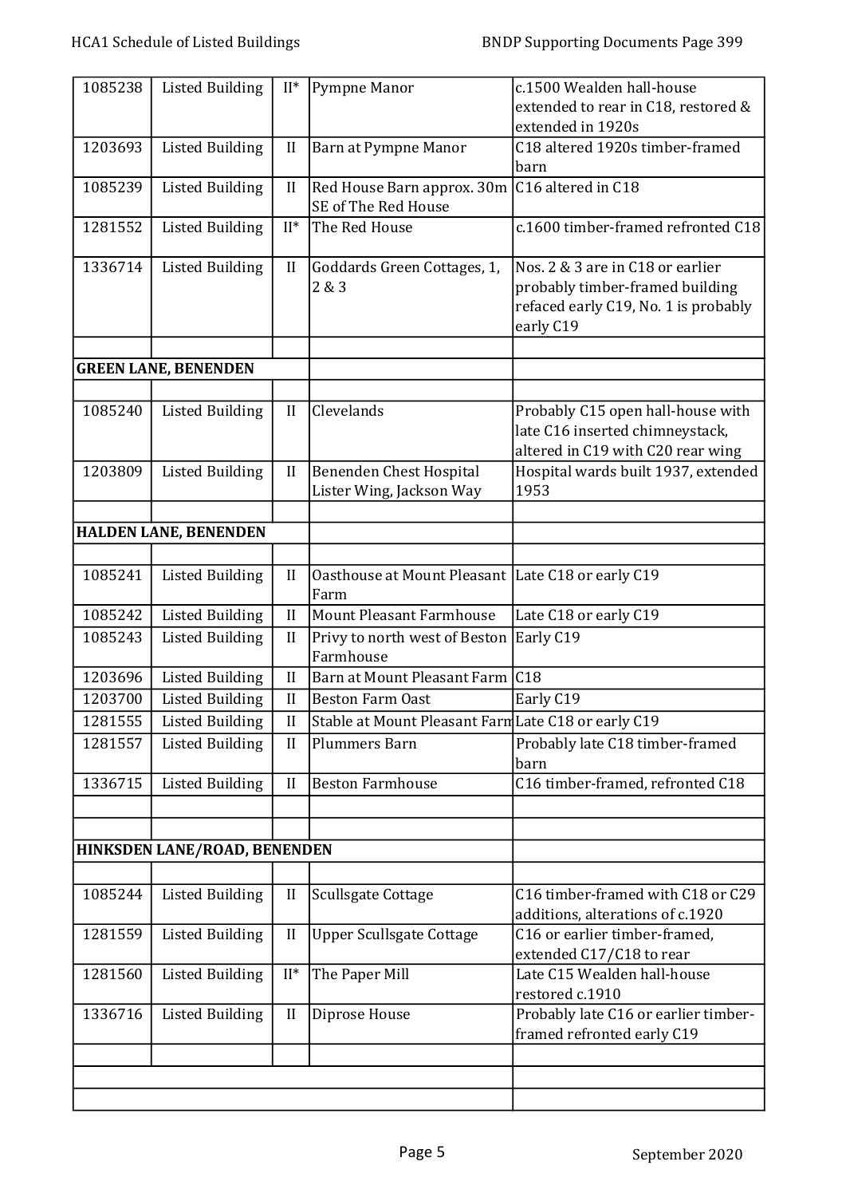| | | | | |
|---|---|---|---|---|
| 1085238 | Listed Building | II* | Pympne Manor | c.1500 Wealden hall-house extended to rear in C18, restored & extended in 1920s |
| 1203693 | Listed Building | II | Barn at Pympne Manor | C18 altered 1920s timber-framed barn |
| 1085239 | Listed Building | II | Red House Barn approx. 30m SE of The Red House | C16 altered in C18 |
| 1281552 | Listed Building | II* | The Red House | c.1600 timber-framed refronted C18 |
| 1336714 | Listed Building | II | Goddards Green Cottages, 1, 2 & 3 | Nos. 2 & 3 are in C18 or earlier probably timber-framed building refaced early C19, No. 1 is probably early C19 |
| | | | | |
| **GREEN LANE, BENENDEN** | | | | |
| | | | | |
| 1085240 | Listed Building | II | Clevelands | Probably C15 open hall-house with late C16 inserted chimneystack, altered in C19 with C20 rear wing |
| 1203809 | Listed Building | II | Benenden Chest Hospital Lister Wing, Jackson Way | Hospital wards built 1937, extended 1953 |
| | | | | |
| **HALDEN LANE, BENENDEN** | | | | |
| | | | | |
| 1085241 | Listed Building | II | Oasthouse at Mount Pleasant Farm | Late C18 or early C19 |
| 1085242 | Listed Building | II | Mount Pleasant Farmhouse | Late C18 or early C19 |
| 1085243 | Listed Building | II | Privy to north west of Beston Farmhouse | Early C19 |
| 1203696 | Listed Building | II | Barn at Mount Pleasant Farm | C18 |
| 1203700 | Listed Building | II | Beston Farm Oast | Early C19 |
| 1281555 | Listed Building | II | Stable at Mount Pleasant Farm | Late C18 or early C19 |
| 1281557 | Listed Building | II | Plummers Barn | Probably late C18 timber-framed barn |
| 1336715 | Listed Building | II | Beston Farmhouse | C16 timber-framed, refronted C18 |
| | | | | |
| | | | | |
| **HINKSDEN LANE/ROAD, BENENDEN** | | | | |
| | | | | |
| 1085244 | Listed Building | II | Scullsgate Cottage | C16 timber-framed with C18 or C29 additions, alterations of c.1920 |
| 1281559 | Listed Building | II | Upper Scullsgate Cottage | C16 or earlier timber-framed, extended C17/C18 to rear |
| 1281560 | Listed Building | II* | The Paper Mill | Late C15 Wealden hall-house restored c.1910 |
| 1336716 | Listed Building | II | Diprose House | Probably late C16 or earlier timber-framed refronted early C19 |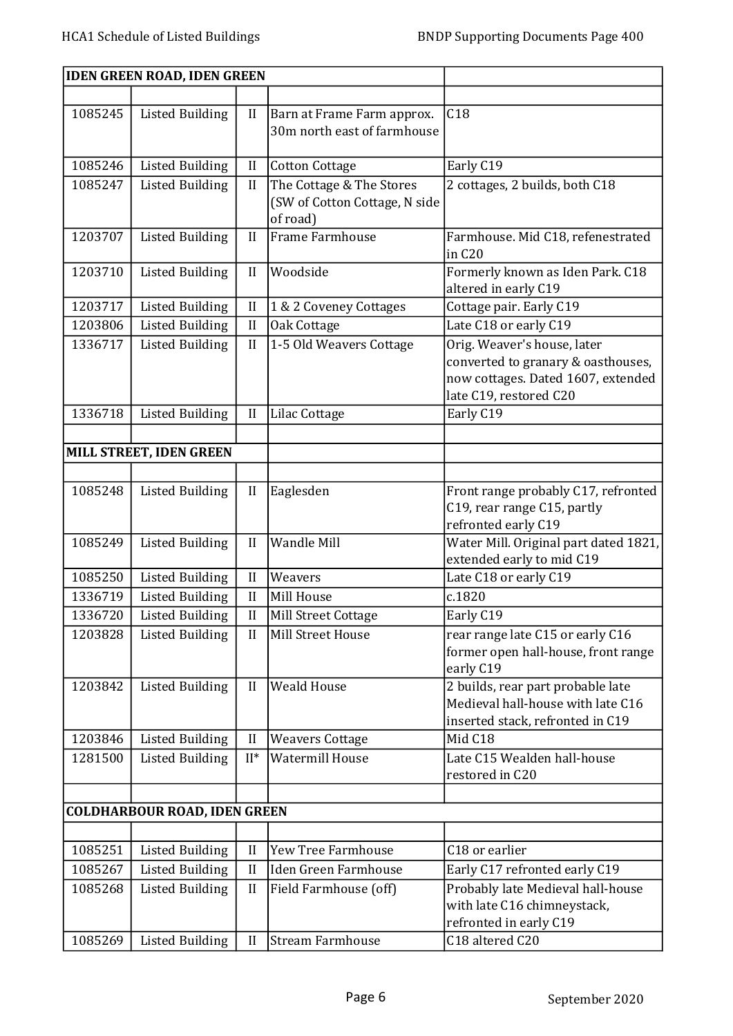| IDEN GREEN ROAD, IDEN GREEN | | | | |
|---|---|---|---|---|
| | | | | |
| 1085245 | Listed Building | II | Barn at Frame Farm approx. 30m north east of farmhouse | C18 |
| 1085246 | Listed Building | II | Cotton Cottage | Early C19 |
| 1085247 | Listed Building | II | The Cottage & The Stores (SW of Cotton Cottage, N side of road) | 2 cottages, 2 builds, both C18 |
| 1203707 | Listed Building | II | Frame Farmhouse | Farmhouse. Mid C18, refenestrated in C20 |
| 1203710 | Listed Building | II | Woodside | Formerly known as Iden Park. C18 altered in early C19 |
| 1203717 | Listed Building | II | 1 & 2 Coveney Cottages | Cottage pair. Early C19 |
| 1203806 | Listed Building | II | Oak Cottage | Late C18 or early C19 |
| 1336717 | Listed Building | II | 1-5 Old Weavers Cottage | Orig. Weaver's house, later converted to granary & oasthouses, now cottages. Dated 1607, extended late C19, restored C20 |
| 1336718 | Listed Building | II | Lilac Cottage | Early C19 |
| | | | | |
| **MILL STREET, IDEN GREEN** | | | | |
| | | | | |
| 1085248 | Listed Building | II | Eaglesden | Front range probably C17, refronted C19, rear range C15, partly refronted early C19 |
| 1085249 | Listed Building | II | Wandle Mill | Water Mill. Original part dated 1821, extended early to mid C19 |
| 1085250 | Listed Building | II | Weavers | Late C18 or early C19 |
| 1336719 | Listed Building | II | Mill House | c.1820 |
| 1336720 | Listed Building | II | Mill Street Cottage | Early C19 |
| 1203828 | Listed Building | II | Mill Street House | rear range late C15 or early C16 former open hall-house, front range early C19 |
| 1203842 | Listed Building | II | Weald House | 2 builds, rear part probable late Medieval hall-house with late C16 inserted stack, refronted in C19 |
| 1203846 | Listed Building | II | Weavers Cottage | Mid C18 |
| 1281500 | Listed Building | II* | Watermill House | Late C15 Wealden hall-house restored in C20 |
| | | | | |
| **COLDHARBOUR ROAD, IDEN GREEN** | | | | |
| | | | | |
| 1085251 | Listed Building | II | Yew Tree Farmhouse | C18 or earlier |
| 1085267 | Listed Building | II | Iden Green Farmhouse | Early C17 refronted early C19 |
| 1085268 | Listed Building | II | Field Farmhouse (off) | Probably late Medieval hall-house with late C16 chimneystack, refronted in early C19 |
| 1085269 | Listed Building | II | Stream Farmhouse | C18 altered C20 |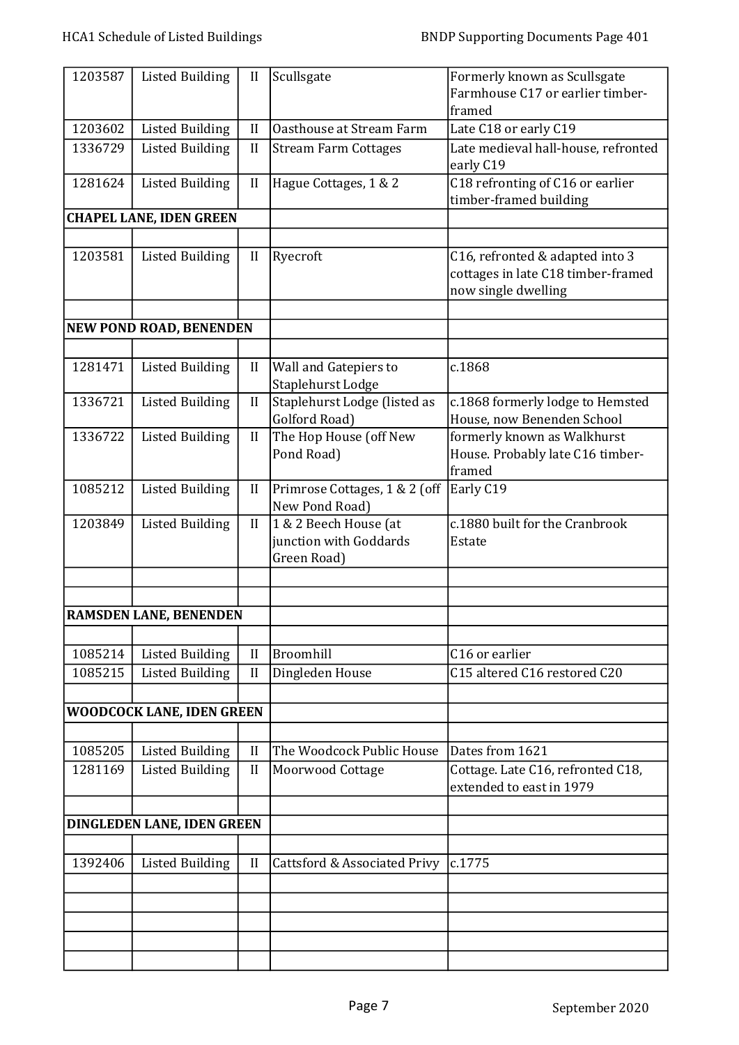| | | | | |
|---|---|---|---|---|
| 1203587 | Listed Building | II | Scullsgate | Formerly known as Scullsgate Farmhouse C17 or earlier timber-framed |
| 1203602 | Listed Building | II | Oasthouse at Stream Farm | Late C18 or early C19 |
| 1336729 | Listed Building | II | Stream Farm Cottages | Late medieval hall-house, refronted early C19 |
| 1281624 | Listed Building | II | Hague Cottages, 1 & 2 | C18 refronting of C16 or earlier timber-framed building |
| **CHAPEL LANE, IDEN GREEN** | | | | |
| | | | | |
| 1203581 | Listed Building | II | Ryecroft | C16, refronted & adapted into 3 cottages in late C18 timber-framed now single dwelling |
| | | | | |
| **NEW POND ROAD, BENENDEN** | | | | |
| | | | | |
| 1281471 | Listed Building | II | Wall and Gatepiers to Staplehurst Lodge | c.1868 |
| 1336721 | Listed Building | II | Staplehurst Lodge (listed as Golford Road) | c.1868 formerly lodge to Hemsted House, now Benenden School |
| 1336722 | Listed Building | II | The Hop House (off New Pond Road) | formerly known as Walkhurst House. Probably late C16 timber-framed |
| 1085212 | Listed Building | II | Primrose Cottages, 1 & 2 (off New Pond Road) | Early C19 |
| 1203849 | Listed Building | II | 1 & 2 Beech House (at junction with Goddards Green Road) | c.1880 built for the Cranbrook Estate |
| | | | | |
| | | | | |
| **RAMSDEN LANE, BENENDEN** | | | | |
| | | | | |
| 1085214 | Listed Building | II | Broomhill | C16 or earlier |
| 1085215 | Listed Building | II | Dingleden House | C15 altered C16 restored C20 |
| | | | | |
| **WOODCOCK LANE, IDEN GREEN** | | | | |
| | | | | |
| 1085205 | Listed Building | II | The Woodcock Public House | Dates from 1621 |
| 1281169 | Listed Building | II | Moorwood Cottage | Cottage. Late C16, refronted C18, extended to east in 1979 |
| | | | | |
| **DINGLEDEN LANE, IDEN GREEN** | | | | |
| | | | | |
| 1392406 | Listed Building | II | Cattsford & Associated Privy | c.1775 |
| | | | | |
| | | | | |
| | | | | |
| | | | | |
| | | | | |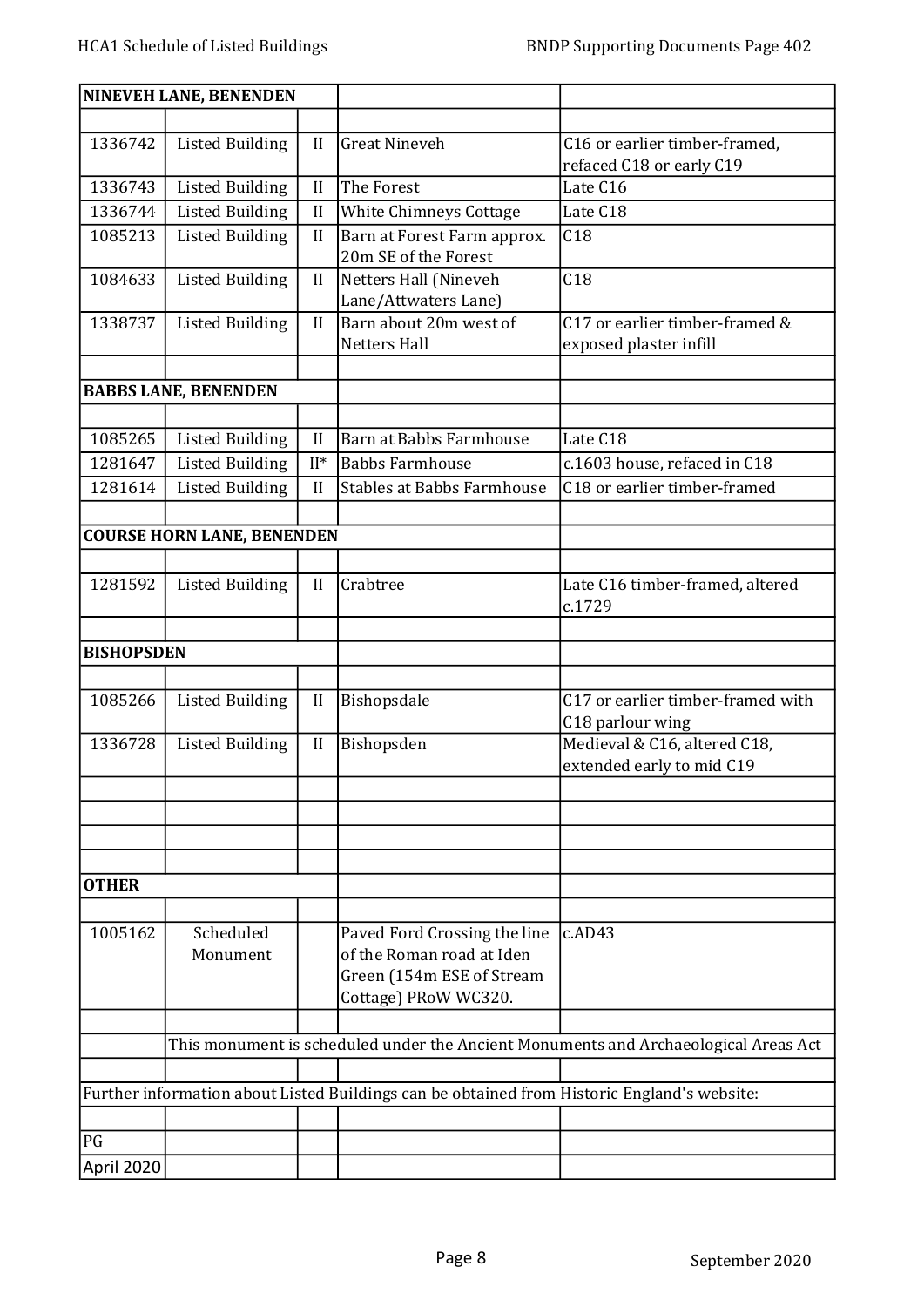| | | | | |
|---|---|---|---|---|
| **NINEVEH LANE, BENENDEN** | | | | |
| | | | | |
| 1336742 | Listed Building | II | Great Nineveh | C16 or earlier timber-framed, refaced C18 or early C19 |
| 1336743 | Listed Building | II | The Forest | Late C16 |
| 1336744 | Listed Building | II | White Chimneys Cottage | Late C18 |
| 1085213 | Listed Building | II | Barn at Forest Farm approx. 20m SE of the Forest | C18 |
| 1084633 | Listed Building | II | Netters Hall (Nineveh Lane/Attwaters Lane) | C18 |
| 1338737 | Listed Building | II | Barn about 20m west of Netters Hall | C17 or earlier timber-framed & exposed plaster infill |
| | | | | |
| **BABBS LANE, BENENDEN** | | | | |
| | | | | |
| 1085265 | Listed Building | II | Barn at Babbs Farmhouse | Late C18 |
| 1281647 | Listed Building | II* | Babbs Farmhouse | c.1603 house, refaced in C18 |
| 1281614 | Listed Building | II | Stables at Babbs Farmhouse | C18 or earlier timber-framed |
| | | | | |
| **COURSE HORN LANE, BENENDEN** | | | | |
| | | | | |
| 1281592 | Listed Building | II | Crabtree | Late C16 timber-framed, altered c.1729 |
| | | | | |
| **BISHOPSDEN** | | | | |
| | | | | |
| 1085266 | Listed Building | II | Bishopsdale | C17 or earlier timber-framed with C18 parlour wing |
| 1336728 | Listed Building | II | Bishopsden | Medieval & C16, altered C18, extended early to mid C19 |
| | | | | |
| | | | | |
| | | | | |
| | | | | |
| **OTHER** | | | | |
| | | | | |
| 1005162 | Scheduled Monument | | Paved Ford Crossing the line of the Roman road at Iden Green (154m ESE of Stream Cottage) PRoW WC320. | c.AD43 |
| | | | | |
| | This monument is scheduled under the Ancient Monuments and Archaeological Areas Act | | | |
| | | | | |
| Further information about Listed Buildings can be obtained from Historic England's website: | | | | |
| | | | | |
| PG | | | | |
| April 2020 | | | | |